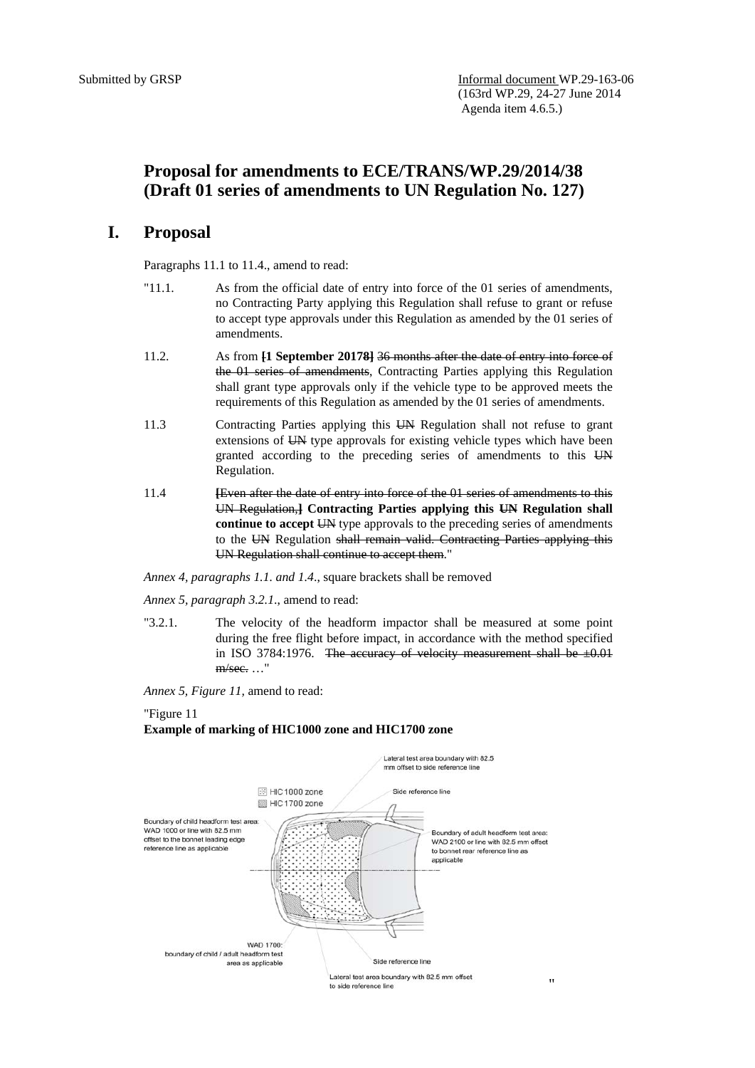Submitted by GRSP

Informal document WP.29-163-06
(163rd WP.29, 24-27 June 2014
Agenda item 4.6.5.)

# Proposal for amendments to ECE/TRANS/WP.29/2014/38 (Draft 01 series of amendments to UN Regulation No. 127)

## I. Proposal

Paragraphs 11.1 to 11.4., amend to read:

"11.1. As from the official date of entry into force of the 01 series of amendments, no Contracting Party applying this Regulation shall refuse to grant or refuse to accept type approvals under this Regulation as amended by the 01 series of amendments.

11.2. As from **[1 September 20178]** ~~36 months after the date of entry into force of the 01 series of amendments~~, Contracting Parties applying this Regulation shall grant type approvals only if the vehicle type to be approved meets the requirements of this Regulation as amended by the 01 series of amendments.

11.3 Contracting Parties applying this ~~UN~~ Regulation shall not refuse to grant extensions of ~~UN~~ type approvals for existing vehicle types which have been granted according to the preceding series of amendments to this ~~UN~~ Regulation.

11.4 **[**~~Even after the date of entry into force of the 01 series of amendments to this UN Regulation,~~**] Contracting Parties applying this ~~UN~~ Regulation shall continue to accept** ~~UN~~ type approvals to the preceding series of amendments to the ~~UN~~ Regulation ~~shall remain valid. Contracting Parties applying this UN Regulation shall continue to accept them~~."

*Annex 4, paragraphs 1.1. and 1.4.*, square brackets shall be removed

*Annex 5, paragraph 3.2.1.*, amend to read:

"3.2.1. The velocity of the headform impactor shall be measured at some point during the free flight before impact, in accordance with the method specified in ISO 3784:1976. ~~The accuracy of velocity measurement shall be ±0.01 m/sec.~~ …"

*Annex 5, Figure 11,* amend to read:

"Figure 11

**Example of marking of HIC1000 zone and HIC1700 zone**

Lateral test area boundary with 82.5 mm offset to side reference line

HIC1000 zone

HIC1700 zone

Side reference line

Boundary of child headform test area: WAD 1000 or line with 82.5 mm offset to the bonnet leading edge reference line as applicable

Boundary of adult headform test area: WAD 2100 or line with 82.5 mm offset to bonnet rear reference line as applicable

WAD 1700: boundary of child / adult headform test area as applicable

Side reference line

Lateral test area boundary with 82.5 mm offset to side reference line

"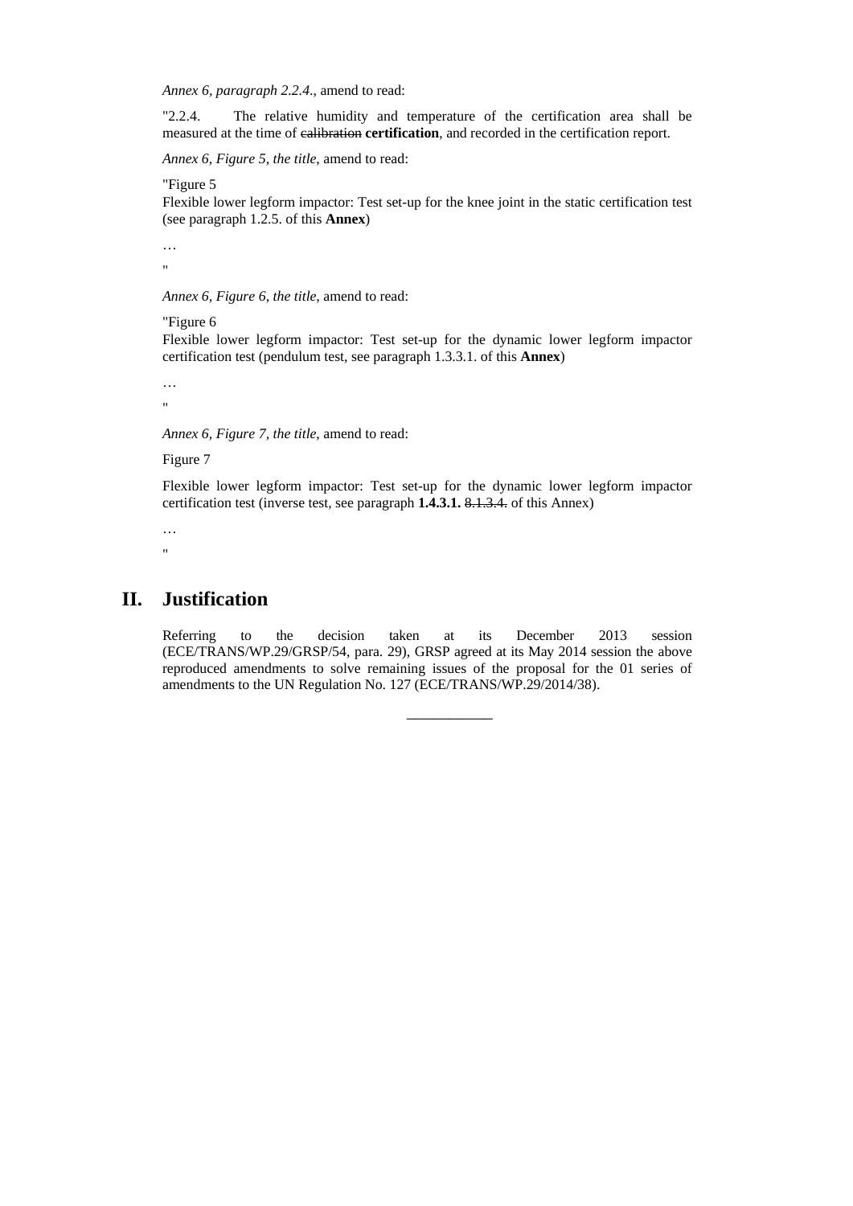*Annex 6, paragraph 2.2.4.*, amend to read:

"2.2.4. The relative humidity and temperature of the certification area shall be measured at the time of ~~calibration~~ **certification**, and recorded in the certification report.

*Annex 6, Figure 5, the title*, amend to read:

"Figure 5
Flexible lower legform impactor: Test set-up for the knee joint in the static certification test (see paragraph 1.2.5. of this **Annex**)

…

"

*Annex 6, Figure 6, the title*, amend to read:

"Figure 6
Flexible lower legform impactor: Test set-up for the dynamic lower legform impactor certification test (pendulum test, see paragraph 1.3.3.1. of this **Annex**)

…

"

*Annex 6, Figure 7, the title*, amend to read:

Figure 7

Flexible lower legform impactor: Test set-up for the dynamic lower legform impactor certification test (inverse test, see paragraph **1.4.3.1.** ~~8.1.3.4.~~ of this Annex)

…

"

# II. Justification

Referring to the decision taken at its December 2013 session (ECE/TRANS/WP.29/GRSP/54, para. 29), GRSP agreed at its May 2014 session the above reproduced amendments to solve remaining issues of the proposal for the 01 series of amendments to the UN Regulation No. 127 (ECE/TRANS/WP.29/2014/38).